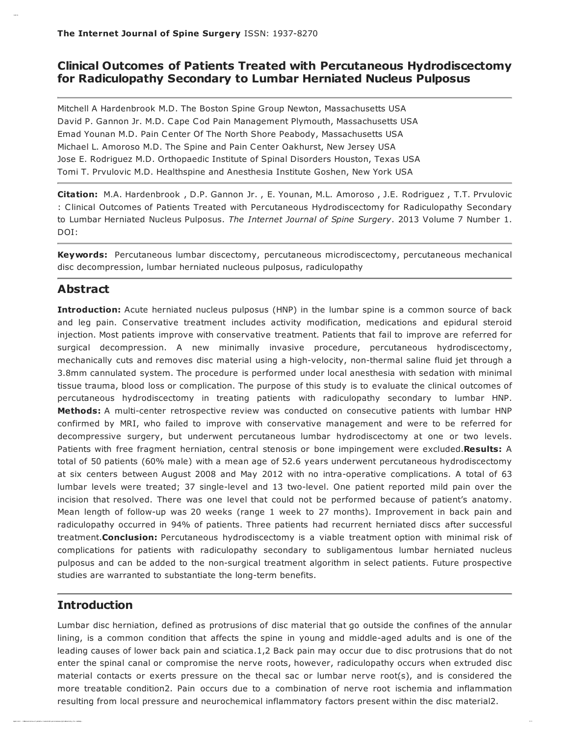**The Internet Journal of Spine Surgery** ISSN: 1937-8270

# Clinical Outcomes of Patients Treated with Percutaneous Hydrodiscectomy for Radiculopathy Secondary to Lumbar Herniated Nucleus Pulposus

Mitchell A Hardenbrook M.D. The Boston Spine Group Newton, Massachusetts USA
David P. Gannon Jr. M.D. Cape Cod Pain Management Plymouth, Massachusetts USA
Emad Younan M.D. Pain Center Of The North Shore Peabody, Massachusetts USA
Michael L. Amoroso M.D. The Spine and Pain Center Oakhurst, New Jersey USA
Jose E. Rodriguez M.D. Orthopaedic Institute of Spinal Disorders Houston, Texas USA
Tomi T. Prvulovic M.D. Healthspine and Anesthesia Institute Goshen, New York USA

**Citation:** M.A. Hardenbrook , D.P. Gannon Jr. , E. Younan, M.L. Amoroso , J.E. Rodriguez , T.T. Prvulovic : Clinical Outcomes of Patients Treated with Percutaneous Hydrodiscectomy for Radiculopathy Secondary to Lumbar Herniated Nucleus Pulposus. *The Internet Journal of Spine Surgery*. 2013 Volume 7 Number 1. DOI:

**Keywords:** Percutaneous lumbar discectomy, percutaneous microdiscectomy, percutaneous mechanical disc decompression, lumbar herniated nucleous pulposus, radiculopathy

## Abstract

**Introduction:** Acute herniated nucleus pulposus (HNP) in the lumbar spine is a common source of back and leg pain. Conservative treatment includes activity modification, medications and epidural steroid injection. Most patients improve with conservative treatment. Patients that fail to improve are referred for surgical decompression. A new minimally invasive procedure, percutaneous hydrodiscectomy, mechanically cuts and removes disc material using a high-velocity, non-thermal saline fluid jet through a 3.8mm cannulated system. The procedure is performed under local anesthesia with sedation with minimal tissue trauma, blood loss or complication. The purpose of this study is to evaluate the clinical outcomes of percutaneous hydrodiscectomy in treating patients with radiculopathy secondary to lumbar HNP. **Methods:** A multi-center retrospective review was conducted on consecutive patients with lumbar HNP confirmed by MRI, who failed to improve with conservative management and were to be referred for decompressive surgery, but underwent percutaneous lumbar hydrodiscectomy at one or two levels. Patients with free fragment herniation, central stenosis or bone impingement were excluded.**Results:** A total of 50 patients (60% male) with a mean age of 52.6 years underwent percutaneous hydrodiscectomy at six centers between August 2008 and May 2012 with no intra-operative complications. A total of 63 lumbar levels were treated; 37 single-level and 13 two-level. One patient reported mild pain over the incision that resolved. There was one level that could not be performed because of patient's anatomy. Mean length of follow-up was 20 weeks (range 1 week to 27 months). Improvement in back pain and radiculopathy occurred in 94% of patients. Three patients had recurrent herniated discs after successful treatment.**Conclusion:** Percutaneous hydrodiscectomy is a viable treatment option with minimal risk of complications for patients with radiculopathy secondary to subligamentous lumbar herniated nucleus pulposus and can be added to the non-surgical treatment algorithm in select patients. Future prospective studies are warranted to substantiate the long-term benefits.

## Introduction

Lumbar disc herniation, defined as protrusions of disc material that go outside the confines of the annular lining, is a common condition that affects the spine in young and middle-aged adults and is one of the leading causes of lower back pain and sciatica.1,2 Back pain may occur due to disc protrusions that do not enter the spinal canal or compromise the nerve roots, however, radiculopathy occurs when extruded disc material contacts or exerts pressure on the thecal sac or lumbar nerve root(s), and is considered the more treatable condition2. Pain occurs due to a combination of nerve root ischemia and inflammation resulting from local pressure and neurochemical inflammatory factors present within the disc material2.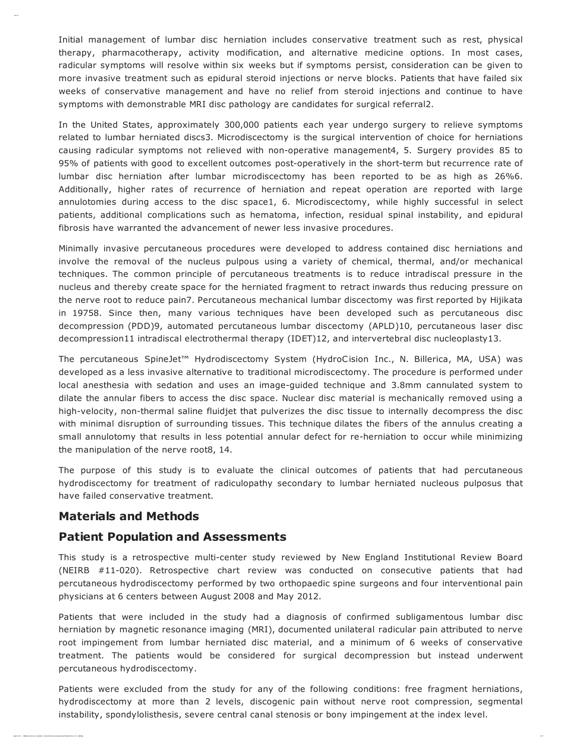Initial management of lumbar disc herniation includes conservative treatment such as rest, physical therapy, pharmacotherapy, activity modification, and alternative medicine options. In most cases, radicular symptoms will resolve within six weeks but if symptoms persist, consideration can be given to more invasive treatment such as epidural steroid injections or nerve blocks. Patients that have failed six weeks of conservative management and have no relief from steroid injections and continue to have symptoms with demonstrable MRI disc pathology are candidates for surgical referral[2].

In the United States, approximately 300,000 patients each year undergo surgery to relieve symptoms related to lumbar herniated discs[3]. Microdiscectomy is the surgical intervention of choice for herniations causing radicular symptoms not relieved with non-operative management[4, 5]. Surgery provides 85 to 95% of patients with good to excellent outcomes post-operatively in the short-term but recurrence rate of lumbar disc herniation after lumbar microdiscectomy has been reported to be as high as 26%[6]. Additionally, higher rates of recurrence of herniation and repeat operation are reported with large annulotomies during access to the disc space[1, 6]. Microdiscectomy, while highly successful in select patients, additional complications such as hematoma, infection, residual spinal instability, and epidural fibrosis have warranted the advancement of newer less invasive procedures.

Minimally invasive percutaneous procedures were developed to address contained disc herniations and involve the removal of the nucleus pulpous using a variety of chemical, thermal, and/or mechanical techniques. The common principle of percutaneous treatments is to reduce intradiscal pressure in the nucleus and thereby create space for the herniated fragment to retract inwards thus reducing pressure on the nerve root to reduce pain[7]. Percutaneous mechanical lumbar discectomy was first reported by Hijikata in 1975[8]. Since then, many various techniques have been developed such as percutaneous disc decompression (PDD)[9], automated percutaneous lumbar discectomy (APLD)[10], percutaneous laser disc decompression[11] intradiscal electrothermal therapy (IDET)[12], and intervertebral disc nucleoplasty[13].

The percutaneous SpineJet™ Hydrodiscectomy System (HydroCision Inc., N. Billerica, MA, USA) was developed as a less invasive alternative to traditional microdiscectomy. The procedure is performed under local anesthesia with sedation and uses an image-guided technique and 3.8mm cannulated system to dilate the annular fibers to access the disc space. Nuclear disc material is mechanically removed using a high-velocity, non-thermal saline fluidjet that pulverizes the disc tissue to internally decompress the disc with minimal disruption of surrounding tissues. This technique dilates the fibers of the annulus creating a small annulotomy that results in less potential annular defect for re-herniation to occur while minimizing the manipulation of the nerve root[8, 14].

The purpose of this study is to evaluate the clinical outcomes of patients that had percutaneous hydrodiscectomy for treatment of radiculopathy secondary to lumbar herniated nucleous pulposus that have failed conservative treatment.

## Materials and Methods

## Patient Population and Assessments

This study is a retrospective multi-center study reviewed by New England Institutional Review Board (NEIRB #11-020). Retrospective chart review was conducted on consecutive patients that had percutaneous hydrodiscectomy performed by two orthopaedic spine surgeons and four interventional pain physicians at 6 centers between August 2008 and May 2012.

Patients that were included in the study had a diagnosis of confirmed subligamentous lumbar disc herniation by magnetic resonance imaging (MRI), documented unilateral radicular pain attributed to nerve root impingement from lumbar herniated disc material, and a minimum of 6 weeks of conservative treatment. The patients would be considered for surgical decompression but instead underwent percutaneous hydrodiscectomy.

Patients were excluded from the study for any of the following conditions: free fragment herniations, hydrodiscectomy at more than 2 levels, discogenic pain without nerve root compression, segmental instability, spondylolisthesis, severe central canal stenosis or bony impingement at the index level.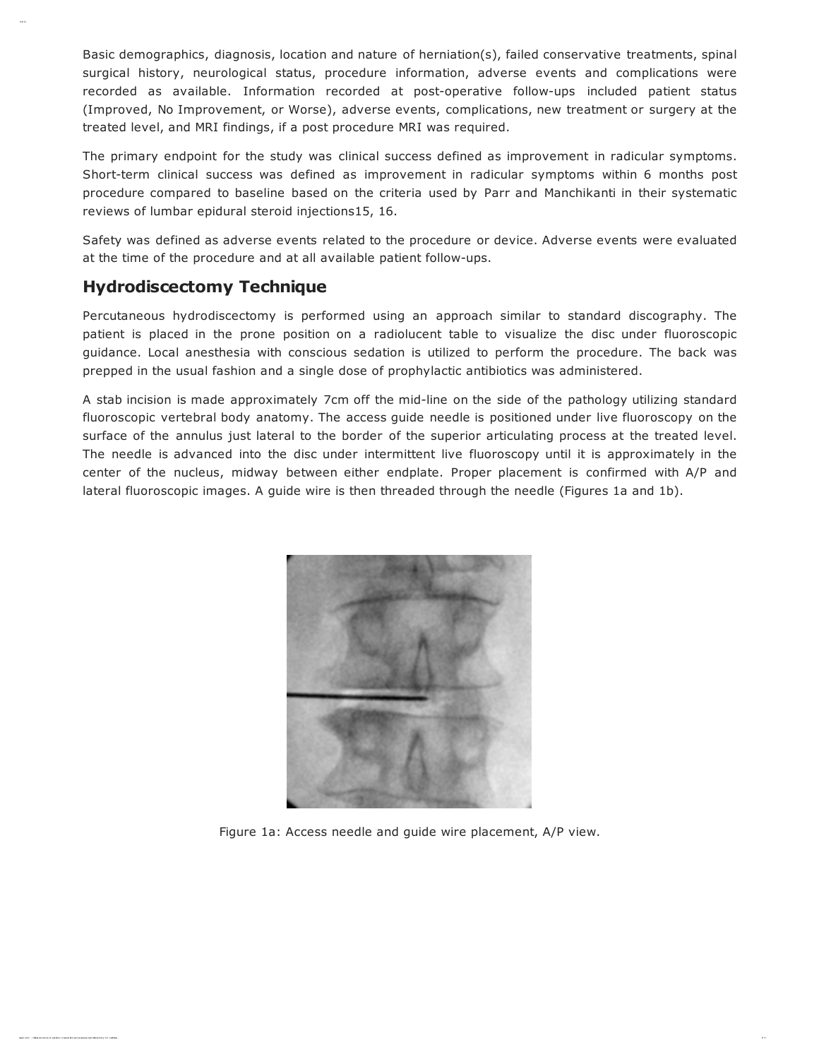Basic demographics, diagnosis, location and nature of herniation(s), failed conservative treatments, spinal surgical history, neurological status, procedure information, adverse events and complications were recorded as available. Information recorded at post-operative follow-ups included patient status (Improved, No Improvement, or Worse), adverse events, complications, new treatment or surgery at the treated level, and MRI findings, if a post procedure MRI was required.

The primary endpoint for the study was clinical success defined as improvement in radicular symptoms. Short-term clinical success was defined as improvement in radicular symptoms within 6 months post procedure compared to baseline based on the criteria used by Parr and Manchikanti in their systematic reviews of lumbar epidural steroid injections15, 16.

Safety was defined as adverse events related to the procedure or device. Adverse events were evaluated at the time of the procedure and at all available patient follow-ups.

## Hydrodiscectomy Technique

Percutaneous hydrodiscectomy is performed using an approach similar to standard discography. The patient is placed in the prone position on a radiolucent table to visualize the disc under fluoroscopic guidance. Local anesthesia with conscious sedation is utilized to perform the procedure. The back was prepped in the usual fashion and a single dose of prophylactic antibiotics was administered.

A stab incision is made approximately 7cm off the mid-line on the side of the pathology utilizing standard fluoroscopic vertebral body anatomy. The access guide needle is positioned under live fluoroscopy on the surface of the annulus just lateral to the border of the superior articulating process at the treated level. The needle is advanced into the disc under intermittent live fluoroscopy until it is approximately in the center of the nucleus, midway between either endplate. Proper placement is confirmed with A/P and lateral fluoroscopic images. A guide wire is then threaded through the needle (Figures 1a and 1b).

Figure 1a: Access needle and guide wire placement, A/P view.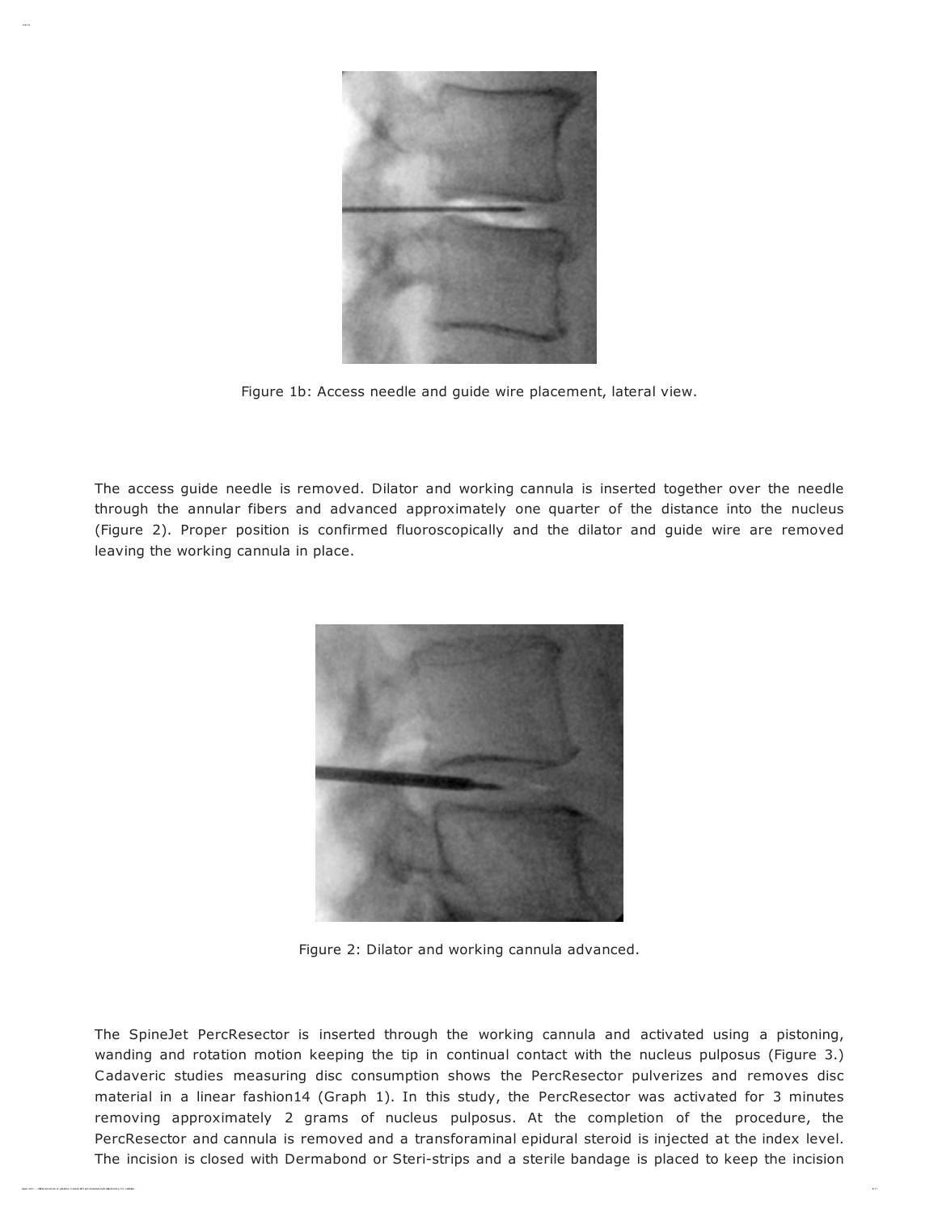Figure 1b: Access needle and guide wire placement, lateral view.

The access guide needle is removed. Dilator and working cannula is inserted together over the needle through the annular fibers and advanced approximately one quarter of the distance into the nucleus (Figure 2). Proper position is confirmed fluoroscopically and the dilator and guide wire are removed leaving the working cannula in place.

Figure 2: Dilator and working cannula advanced.

The SpineJet PercResector is inserted through the working cannula and activated using a pistoning, wanding and rotation motion keeping the tip in continual contact with the nucleus pulposus (Figure 3.) Cadaveric studies measuring disc consumption shows the PercResector pulverizes and removes disc material in a linear fashion14 (Graph 1). In this study, the PercResector was activated for 3 minutes removing approximately 2 grams of nucleus pulposus. At the completion of the procedure, the PercResector and cannula is removed and a transforaminal epidural steroid is injected at the index level. The incision is closed with Dermabond or Steri-strips and a sterile bandage is placed to keep the incision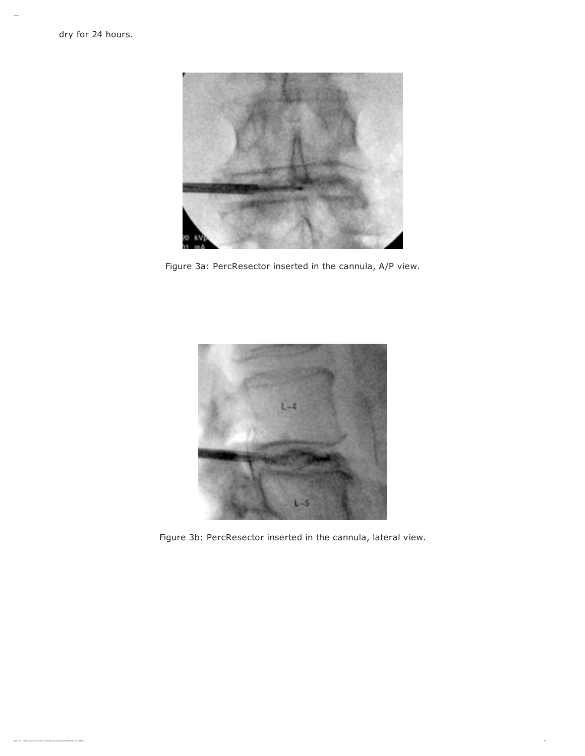dry for 24 hours.

Figure 3a: PercResector inserted in the cannula, A/P view.

Figure 3b: PercResector inserted in the cannula, lateral view.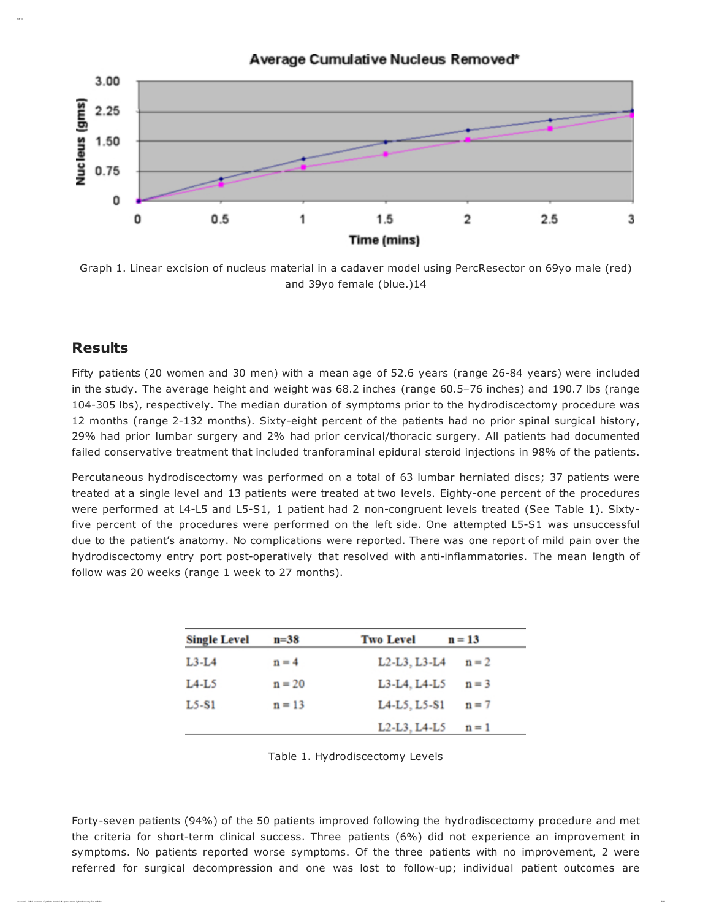Graph 1. Linear excision of nucleus material in a cadaver model using PercResector on 69yo male (red) and 39yo female (blue.)14

## Results

Fifty patients (20 women and 30 men) with a mean age of 52.6 years (range 26-84 years) were included in the study. The average height and weight was 68.2 inches (range 60.5–76 inches) and 190.7 lbs (range 104-305 lbs), respectively. The median duration of symptoms prior to the hydrodiscectomy procedure was 12 months (range 2-132 months). Sixty-eight percent of the patients had no prior spinal surgical history, 29% had prior lumbar surgery and 2% had prior cervical/thoracic surgery. All patients had documented failed conservative treatment that included tranforaminal epidural steroid injections in 98% of the patients.

Percutaneous hydrodiscectomy was performed on a total of 63 lumbar herniated discs; 37 patients were treated at a single level and 13 patients were treated at two levels. Eighty-one percent of the procedures were performed at L4-L5 and L5-S1, 1 patient had 2 non-congruent levels treated (See Table 1). Sixty-five percent of the procedures were performed on the left side. One attempted L5-S1 was unsuccessful due to the patient's anatomy. No complications were reported. There was one report of mild pain over the hydrodiscectomy entry port post-operatively that resolved with anti-inflammatories. The mean length of follow was 20 weeks (range 1 week to 27 months).

| Single Level | n=38 | Two Level | n = 13 |
|---|---|---|---|
| L3-L4 | n = 4 | L2-L3, L3-L4 | n = 2 |
| L4-L5 | n = 20 | L3-L4, L4-L5 | n = 3 |
| L5-S1 | n = 13 | L4-L5, L5-S1 | n = 7 |
| | | L2-L3, L4-L5 | n = 1 |

Table 1. Hydrodiscectomy Levels

Forty-seven patients (94%) of the 50 patients improved following the hydrodiscectomy procedure and met the criteria for short-term clinical success. Three patients (6%) did not experience an improvement in symptoms. No patients reported worse symptoms. Of the three patients with no improvement, 2 were referred for surgical decompression and one was lost to follow-up; individual patient outcomes are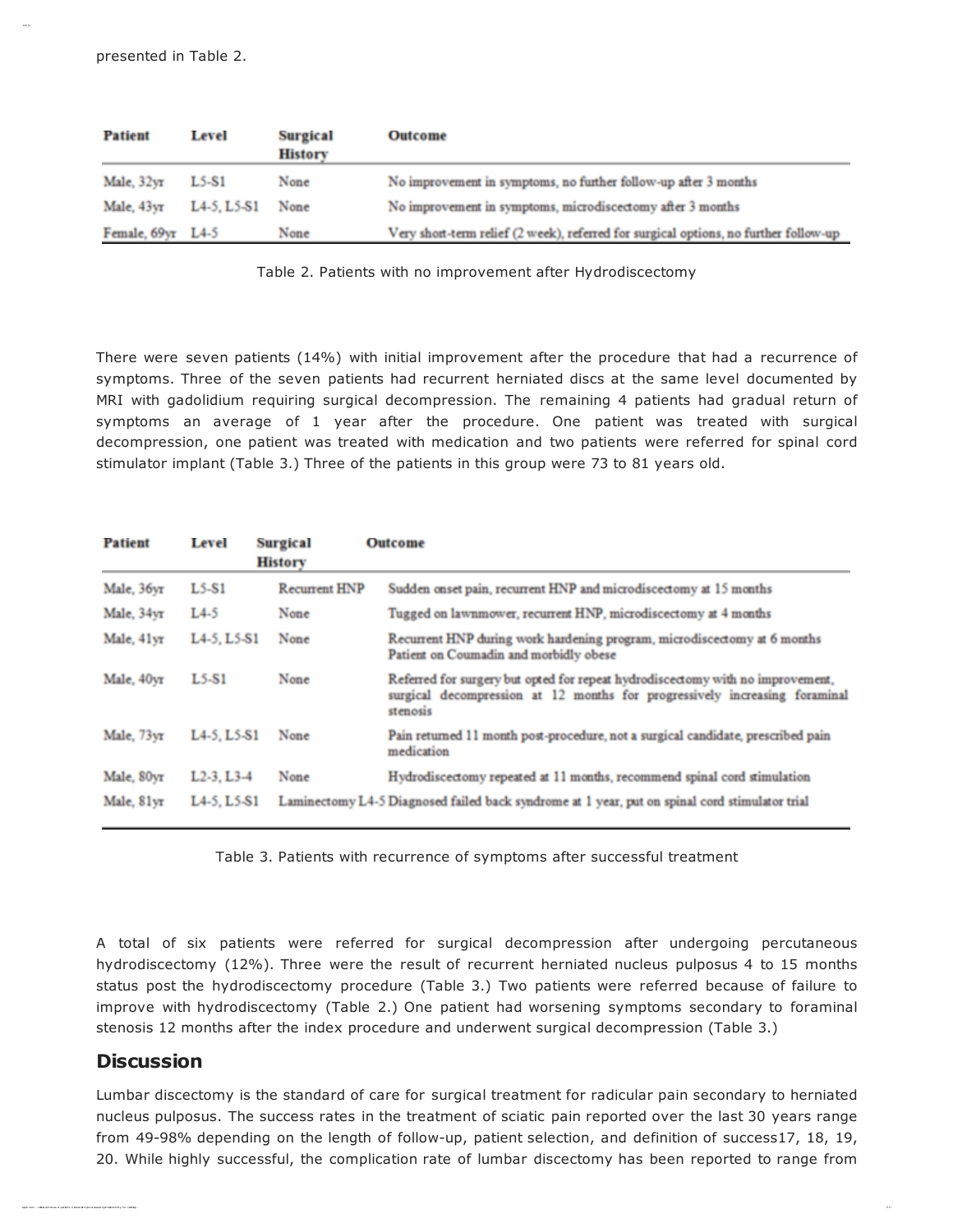presented in Table 2.

| Patient | Level | Surgical History | Outcome |
|---|---|---|---|
| Male, 32yr | L5-S1 | None | No improvement in symptoms, no further follow-up after 3 months |
| Male, 43yr | L4-5, L5-S1 | None | No improvement in symptoms, microdiscectomy after 3 months |
| Female, 69yr | L4-5 | None | Very short-term relief (2 week), referred for surgical options, no further follow-up |

Table 2. Patients with no improvement after Hydrodiscectomy

There were seven patients (14%) with initial improvement after the procedure that had a recurrence of symptoms. Three of the seven patients had recurrent herniated discs at the same level documented by MRI with gadolidium requiring surgical decompression. The remaining 4 patients had gradual return of symptoms an average of 1 year after the procedure. One patient was treated with surgical decompression, one patient was treated with medication and two patients were referred for spinal cord stimulator implant (Table 3.) Three of the patients in this group were 73 to 81 years old.

| Patient | Level | Surgical History | Outcome |
|---|---|---|---|
| Male, 36yr | L5-S1 | Recurrent HNP | Sudden onset pain, recurrent HNP and microdiscectomy at 15 months |
| Male, 34yr | L4-5 | None | Tugged on lawnmower, recurrent HNP, microdiscectomy at 4 months |
| Male, 41yr | L4-5, L5-S1 | None | Recurrent HNP during work hardening program, microdiscectomy at 6 months Patient on Coumadin and morbidly obese |
| Male, 40yr | L5-S1 | None | Referred for surgery but opted for repeat hydrodiscectomy with no improvement, surgical decompression at 12 months for progressively increasing foraminal stenosis |
| Male, 73yr | L4-5, L5-S1 | None | Pain returned 11 month post-procedure, not a surgical candidate, prescribed pain medication |
| Male, 80yr | L2-3, L3-4 | None | Hydrodiscectomy repeated at 11 months, recommend spinal cord stimulation |
| Male, 81yr | L4-5, L5-S1 | Laminectomy L4-5 | Diagnosed failed back syndrome at 1 year, put on spinal cord stimulator trial |

Table 3. Patients with recurrence of symptoms after successful treatment

A total of six patients were referred for surgical decompression after undergoing percutaneous hydrodiscectomy (12%). Three were the result of recurrent herniated nucleus pulposus 4 to 15 months status post the hydrodiscectomy procedure (Table 3.) Two patients were referred because of failure to improve with hydrodiscectomy (Table 2.) One patient had worsening symptoms secondary to foraminal stenosis 12 months after the index procedure and underwent surgical decompression (Table 3.)

## Discussion

Lumbar discectomy is the standard of care for surgical treatment for radicular pain secondary to herniated nucleus pulposus. The success rates in the treatment of sciatic pain reported over the last 30 years range from 49-98% depending on the length of follow-up, patient selection, and definition of success[17, 18, 19, 20]. While highly successful, the complication rate of lumbar discectomy has been reported to range from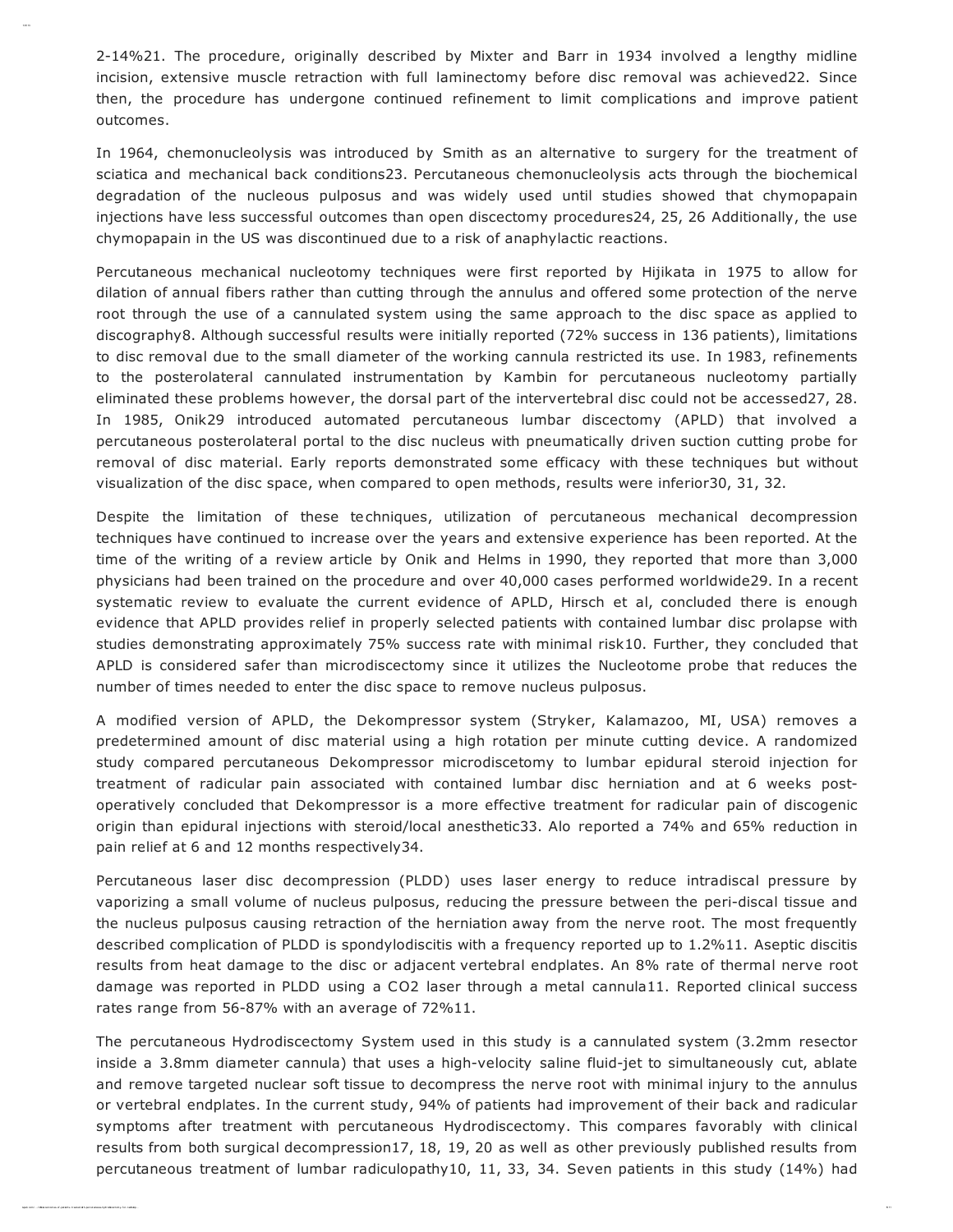2-14%[21]. The procedure, originally described by Mixter and Barr in 1934 involved a lengthy midline incision, extensive muscle retraction with full laminectomy before disc removal was achieved[22]. Since then, the procedure has undergone continued refinement to limit complications and improve patient outcomes.

In 1964, chemonucleolysis was introduced by Smith as an alternative to surgery for the treatment of sciatica and mechanical back conditions[23]. Percutaneous chemonucleolysis acts through the biochemical degradation of the nucleous pulposus and was widely used until studies showed that chymopapain injections have less successful outcomes than open discectomy procedures[24, 25, 26] Additionally, the use chymopapain in the US was discontinued due to a risk of anaphylactic reactions.

Percutaneous mechanical nucleotomy techniques were first reported by Hijikata in 1975 to allow for dilation of annual fibers rather than cutting through the annulus and offered some protection of the nerve root through the use of a cannulated system using the same approach to the disc space as applied to discography[8]. Although successful results were initially reported (72% success in 136 patients), limitations to disc removal due to the small diameter of the working cannula restricted its use. In 1983, refinements to the posterolateral cannulated instrumentation by Kambin for percutaneous nucleotomy partially eliminated these problems however, the dorsal part of the intervertebral disc could not be accessed[27, 28]. In 1985, Onik[29] introduced automated percutaneous lumbar discectomy (APLD) that involved a percutaneous posterolateral portal to the disc nucleus with pneumatically driven suction cutting probe for removal of disc material. Early reports demonstrated some efficacy with these techniques but without visualization of the disc space, when compared to open methods, results were inferior[30, 31, 32].

Despite the limitation of these techniques, utilization of percutaneous mechanical decompression techniques have continued to increase over the years and extensive experience has been reported. At the time of the writing of a review article by Onik and Helms in 1990, they reported that more than 3,000 physicians had been trained on the procedure and over 40,000 cases performed worldwide[29]. In a recent systematic review to evaluate the current evidence of APLD, Hirsch et al, concluded there is enough evidence that APLD provides relief in properly selected patients with contained lumbar disc prolapse with studies demonstrating approximately 75% success rate with minimal risk[10]. Further, they concluded that APLD is considered safer than microdiscectomy since it utilizes the Nucleotome probe that reduces the number of times needed to enter the disc space to remove nucleus pulposus.

A modified version of APLD, the Dekompressor system (Stryker, Kalamazoo, MI, USA) removes a predetermined amount of disc material using a high rotation per minute cutting device. A randomized study compared percutaneous Dekompressor microdiscetomy to lumbar epidural steroid injection for treatment of radicular pain associated with contained lumbar disc herniation and at 6 weeks post-operatively concluded that Dekompressor is a more effective treatment for radicular pain of discogenic origin than epidural injections with steroid/local anesthetic[33]. Alo reported a 74% and 65% reduction in pain relief at 6 and 12 months respectively[34].

Percutaneous laser disc decompression (PLDD) uses laser energy to reduce intradiscal pressure by vaporizing a small volume of nucleus pulposus, reducing the pressure between the peri-discal tissue and the nucleus pulposus causing retraction of the herniation away from the nerve root. The most frequently described complication of PLDD is spondylodiscitis with a frequency reported up to 1.2%[11]. Aseptic discitis results from heat damage to the disc or adjacent vertebral endplates. An 8% rate of thermal nerve root damage was reported in PLDD using a $CO_2$ laser through a metal cannula[11]. Reported clinical success rates range from 56-87% with an average of 72%[11].

The percutaneous Hydrodiscectomy System used in this study is a cannulated system (3.2mm resector inside a 3.8mm diameter cannula) that uses a high-velocity saline fluid-jet to simultaneously cut, ablate and remove targeted nuclear soft tissue to decompress the nerve root with minimal injury to the annulus or vertebral endplates. In the current study, 94% of patients had improvement of their back and radicular symptoms after treatment with percutaneous Hydrodiscectomy. This compares favorably with clinical results from both surgical decompression[17, 18, 19, 20] as well as other previously published results from percutaneous treatment of lumbar radiculopathy[10, 11, 33, 34]. Seven patients in this study (14%) had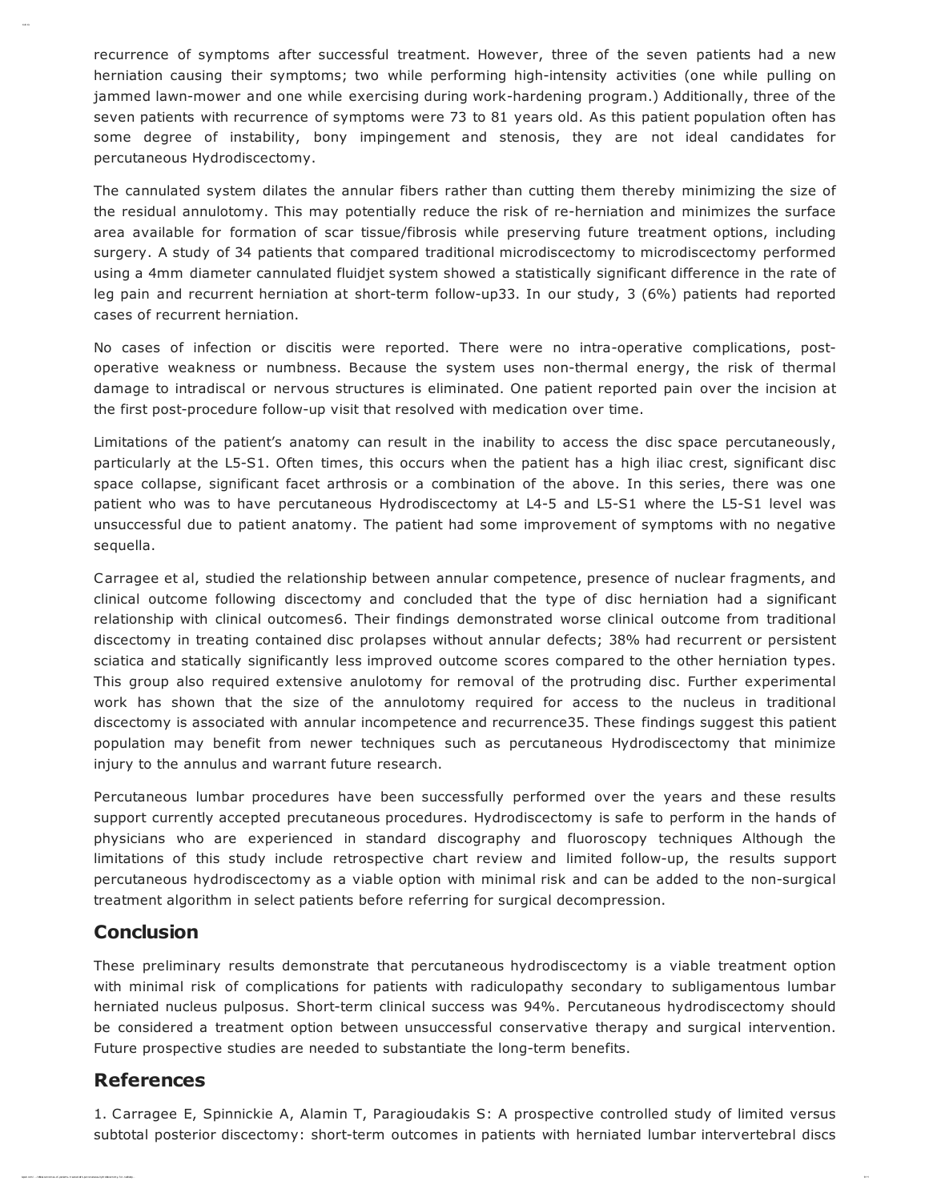recurrence of symptoms after successful treatment. However, three of the seven patients had a new herniation causing their symptoms; two while performing high-intensity activities (one while pulling on jammed lawn-mower and one while exercising during work-hardening program.) Additionally, three of the seven patients with recurrence of symptoms were 73 to 81 years old. As this patient population often has some degree of instability, bony impingement and stenosis, they are not ideal candidates for percutaneous Hydrodiscectomy.

The cannulated system dilates the annular fibers rather than cutting them thereby minimizing the size of the residual annulotomy. This may potentially reduce the risk of re-herniation and minimizes the surface area available for formation of scar tissue/fibrosis while preserving future treatment options, including surgery. A study of 34 patients that compared traditional microdiscectomy to microdiscectomy performed using a 4mm diameter cannulated fluidjet system showed a statistically significant difference in the rate of leg pain and recurrent herniation at short-term follow-up[33]. In our study, 3 (6%) patients had reported cases of recurrent herniation.

No cases of infection or discitis were reported. There were no intra-operative complications, post-operative weakness or numbness. Because the system uses non-thermal energy, the risk of thermal damage to intradiscal or nervous structures is eliminated. One patient reported pain over the incision at the first post-procedure follow-up visit that resolved with medication over time.

Limitations of the patient's anatomy can result in the inability to access the disc space percutaneously, particularly at the L5-S1. Often times, this occurs when the patient has a high iliac crest, significant disc space collapse, significant facet arthrosis or a combination of the above. In this series, there was one patient who was to have percutaneous Hydrodiscectomy at L4-5 and L5-S1 where the L5-S1 level was unsuccessful due to patient anatomy. The patient had some improvement of symptoms with no negative sequella.

Carragee et al, studied the relationship between annular competence, presence of nuclear fragments, and clinical outcome following discectomy and concluded that the type of disc herniation had a significant relationship with clinical outcomes[6]. Their findings demonstrated worse clinical outcome from traditional discectomy in treating contained disc prolapses without annular defects; 38% had recurrent or persistent sciatica and statically significantly less improved outcome scores compared to the other herniation types. This group also required extensive anulotomy for removal of the protruding disc. Further experimental work has shown that the size of the annulotomy required for access to the nucleus in traditional discectomy is associated with annular incompetence and recurrence[35]. These findings suggest this patient population may benefit from newer techniques such as percutaneous Hydrodiscectomy that minimize injury to the annulus and warrant future research.

Percutaneous lumbar procedures have been successfully performed over the years and these results support currently accepted precutaneous procedures. Hydrodiscectomy is safe to perform in the hands of physicians who are experienced in standard discography and fluoroscopy techniques Although the limitations of this study include retrospective chart review and limited follow-up, the results support percutaneous hydrodiscectomy as a viable option with minimal risk and can be added to the non-surgical treatment algorithm in select patients before referring for surgical decompression.

## Conclusion

These preliminary results demonstrate that percutaneous hydrodiscectomy is a viable treatment option with minimal risk of complications for patients with radiculopathy secondary to subligamentous lumbar herniated nucleus pulposus. Short-term clinical success was 94%. Percutaneous hydrodiscectomy should be considered a treatment option between unsuccessful conservative therapy and surgical intervention. Future prospective studies are needed to substantiate the long-term benefits.

## References

1. Carragee E, Spinnickie A, Alamin T, Paragioudakis S: A prospective controlled study of limited versus subtotal posterior discectomy: short-term outcomes in patients with herniated lumbar intervertebral discs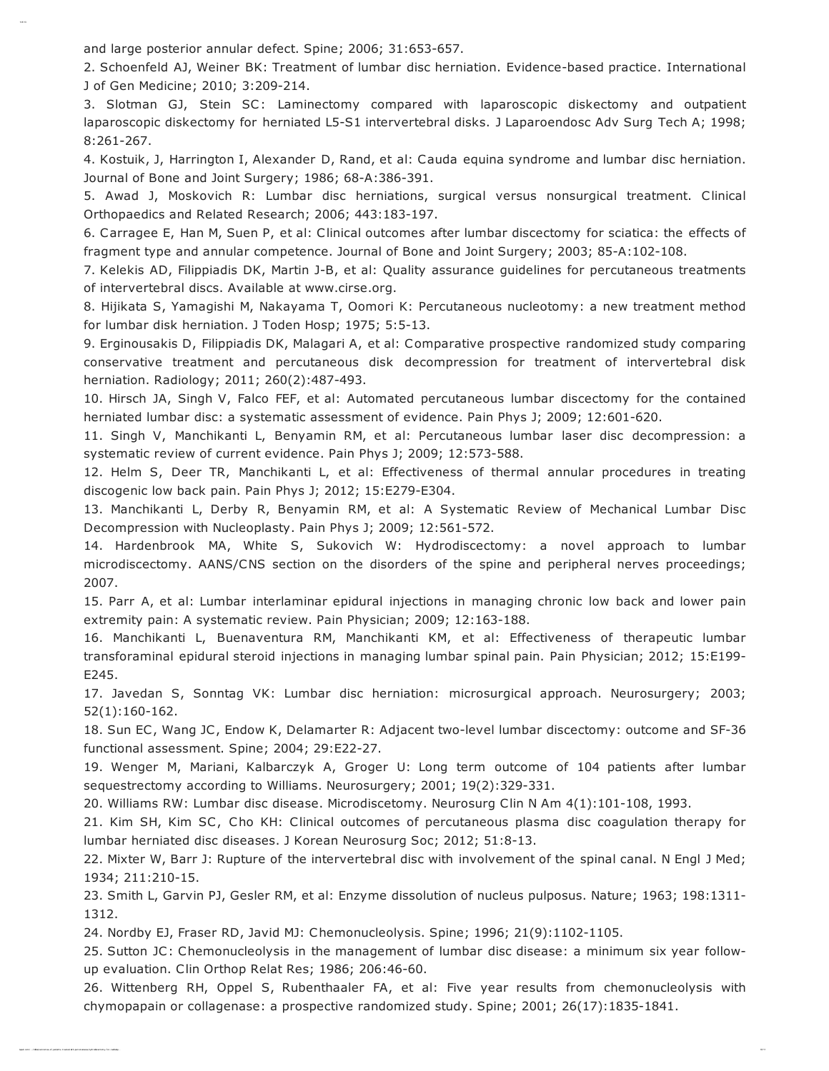and large posterior annular defect. Spine; 2006; 31:653-657.

2. Schoenfeld AJ, Weiner BK: Treatment of lumbar disc herniation. Evidence-based practice. International J of Gen Medicine; 2010; 3:209-214.

3. Slotman GJ, Stein SC: Laminectomy compared with laparoscopic diskectomy and outpatient laparoscopic diskectomy for herniated L5-S1 intervertebral disks. J Laparoendosc Adv Surg Tech A; 1998; 8:261-267.

4. Kostuik, J, Harrington I, Alexander D, Rand, et al: Cauda equina syndrome and lumbar disc herniation. Journal of Bone and Joint Surgery; 1986; 68-A:386-391.

5. Awad J, Moskovich R: Lumbar disc herniations, surgical versus nonsurgical treatment. Clinical Orthopaedics and Related Research; 2006; 443:183-197.

6. Carragee E, Han M, Suen P, et al: Clinical outcomes after lumbar discectomy for sciatica: the effects of fragment type and annular competence. Journal of Bone and Joint Surgery; 2003; 85-A:102-108.

7. Kelekis AD, Filippiadis DK, Martin J-B, et al: Quality assurance guidelines for percutaneous treatments of intervertebral discs. Available at www.cirse.org.

8. Hijikata S, Yamagishi M, Nakayama T, Oomori K: Percutaneous nucleotomy: a new treatment method for lumbar disk herniation. J Toden Hosp; 1975; 5:5-13.

9. Erginousakis D, Filippiadis DK, Malagari A, et al: Comparative prospective randomized study comparing conservative treatment and percutaneous disk decompression for treatment of intervertebral disk herniation. Radiology; 2011; 260(2):487-493.

10. Hirsch JA, Singh V, Falco FEF, et al: Automated percutaneous lumbar discectomy for the contained herniated lumbar disc: a systematic assessment of evidence. Pain Phys J; 2009; 12:601-620.

11. Singh V, Manchikanti L, Benyamin RM, et al: Percutaneous lumbar laser disc decompression: a systematic review of current evidence. Pain Phys J; 2009; 12:573-588.

12. Helm S, Deer TR, Manchikanti L, et al: Effectiveness of thermal annular procedures in treating discogenic low back pain. Pain Phys J; 2012; 15:E279-E304.

13. Manchikanti L, Derby R, Benyamin RM, et al: A Systematic Review of Mechanical Lumbar Disc Decompression with Nucleoplasty. Pain Phys J; 2009; 12:561-572.

14. Hardenbrook MA, White S, Sukovich W: Hydrodiscectomy: a novel approach to lumbar microdiscectomy. AANS/CNS section on the disorders of the spine and peripheral nerves proceedings; 2007.

15. Parr A, et al: Lumbar interlaminar epidural injections in managing chronic low back and lower pain extremity pain: A systematic review. Pain Physician; 2009; 12:163-188.

16. Manchikanti L, Buenaventura RM, Manchikanti KM, et al: Effectiveness of therapeutic lumbar transforaminal epidural steroid injections in managing lumbar spinal pain. Pain Physician; 2012; 15:E199-E245.

17. Javedan S, Sonntag VK: Lumbar disc herniation: microsurgical approach. Neurosurgery; 2003; 52(1):160-162.

18. Sun EC, Wang JC, Endow K, Delamarter R: Adjacent two-level lumbar discectomy: outcome and SF-36 functional assessment. Spine; 2004; 29:E22-27.

19. Wenger M, Mariani, Kalbarczyk A, Groger U: Long term outcome of 104 patients after lumbar sequestrectomy according to Williams. Neurosurgery; 2001; 19(2):329-331.

20. Williams RW: Lumbar disc disease. Microdiscetomy. Neurosurg Clin N Am 4(1):101-108, 1993.

21. Kim SH, Kim SC, Cho KH: Clinical outcomes of percutaneous plasma disc coagulation therapy for lumbar herniated disc diseases. J Korean Neurosurg Soc; 2012; 51:8-13.

22. Mixter W, Barr J: Rupture of the intervertebral disc with involvement of the spinal canal. N Engl J Med; 1934; 211:210-15.

23. Smith L, Garvin PJ, Gesler RM, et al: Enzyme dissolution of nucleus pulposus. Nature; 1963; 198:1311-1312.

24. Nordby EJ, Fraser RD, Javid MJ: Chemonucleolysis. Spine; 1996; 21(9):1102-1105.

25. Sutton JC: Chemonucleolysis in the management of lumbar disc disease: a minimum six year follow-up evaluation. Clin Orthop Relat Res; 1986; 206:46-60.

26. Wittenberg RH, Oppel S, Rubenthaaler FA, et al: Five year results from chemonucleolysis with chymopapain or collagenase: a prospective randomized study. Spine; 2001; 26(17):1835-1841.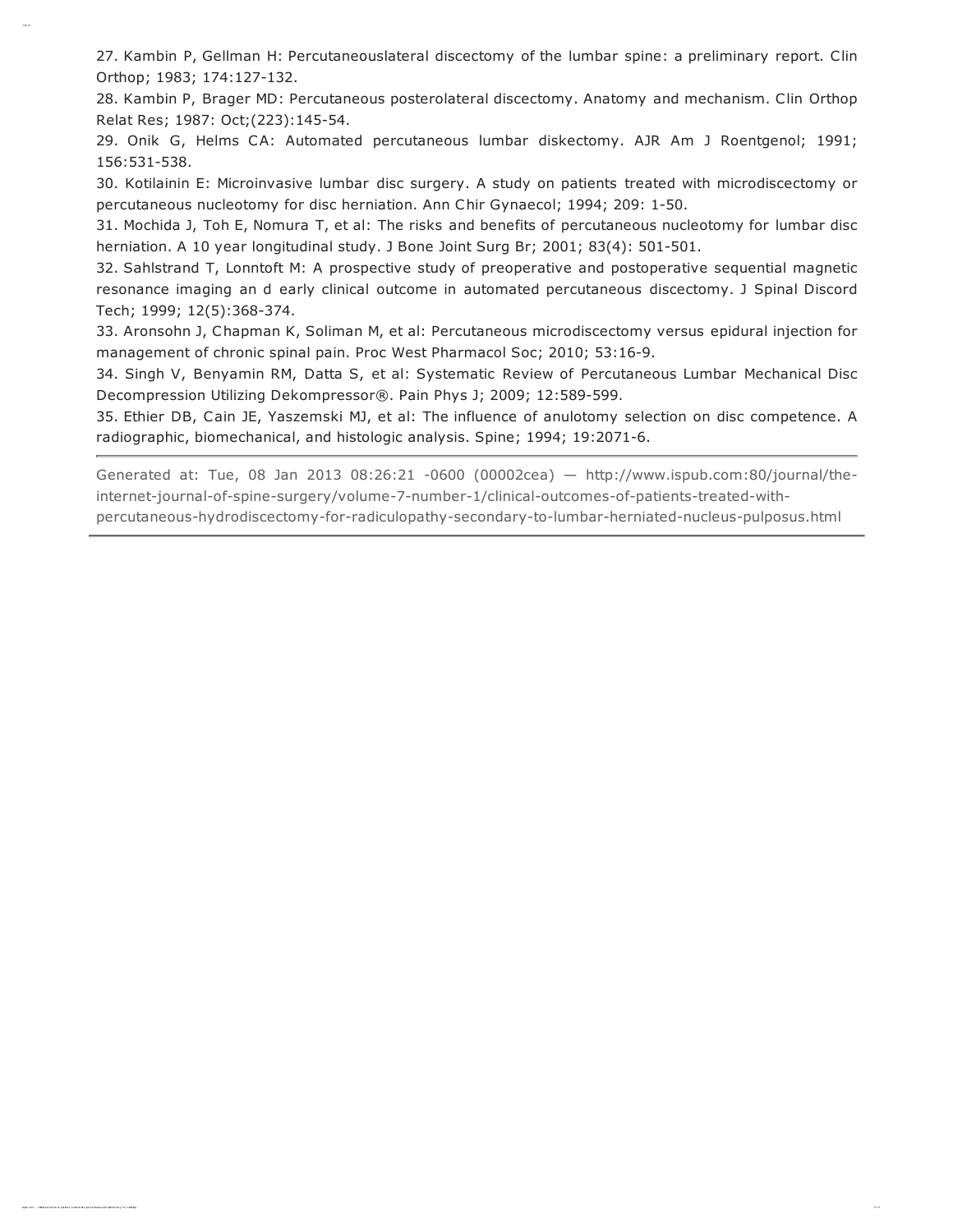27. Kambin P, Gellman H: Percutaneouslateral discectomy of the lumbar spine: a preliminary report. Clin Orthop; 1983; 174:127-132.

28. Kambin P, Brager MD: Percutaneous posterolateral discectomy. Anatomy and mechanism. Clin Orthop Relat Res; 1987: Oct;(223):145-54.

29. Onik G, Helms CA: Automated percutaneous lumbar diskectomy. AJR Am J Roentgenol; 1991; 156:531-538.

30. Kotilainin E: Microinvasive lumbar disc surgery. A study on patients treated with microdiscectomy or percutaneous nucleotomy for disc herniation. Ann Chir Gynaecol; 1994; 209: 1-50.

31. Mochida J, Toh E, Nomura T, et al: The risks and benefits of percutaneous nucleotomy for lumbar disc herniation. A 10 year longitudinal study. J Bone Joint Surg Br; 2001; 83(4): 501-501.

32. Sahlstrand T, Lonntoft M: A prospective study of preoperative and postoperative sequential magnetic resonance imaging an d early clinical outcome in automated percutaneous discectomy. J Spinal Discord Tech; 1999; 12(5):368-374.

33. Aronsohn J, Chapman K, Soliman M, et al: Percutaneous microdiscectomy versus epidural injection for management of chronic spinal pain. Proc West Pharmacol Soc; 2010; 53:16-9.

34. Singh V, Benyamin RM, Datta S, et al: Systematic Review of Percutaneous Lumbar Mechanical Disc Decompression Utilizing Dekompressor®. Pain Phys J; 2009; 12:589-599.

35. Ethier DB, Cain JE, Yaszemski MJ, et al: The influence of anulotomy selection on disc competence. A radiographic, biomechanical, and histologic analysis. Spine; 1994; 19:2071-6.

---

Generated at: Tue, 08 Jan 2013 08:26:21 -0600 (00002cea) — http://www.ispub.com:80/journal/the-internet-journal-of-spine-surgery/volume-7-number-1/clinical-outcomes-of-patients-treated-with-percutaneous-hydrodiscectomy-for-radiculopathy-secondary-to-lumbar-herniated-nucleus-pulposus.html